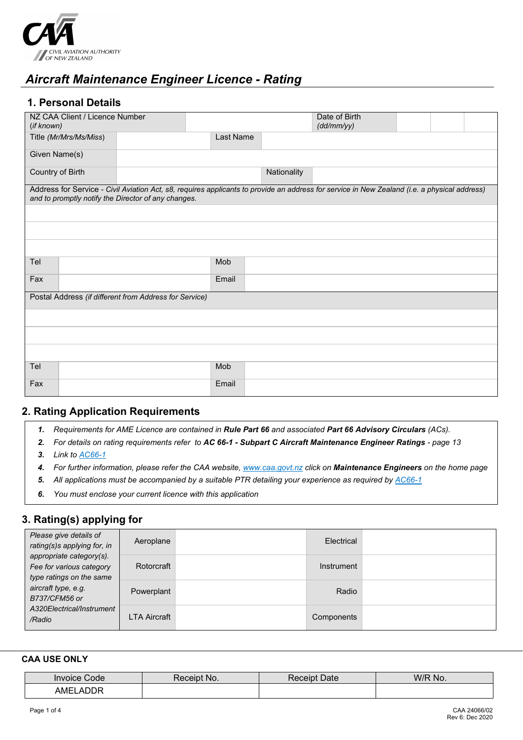CIVIL AVIATION AUTHORITY OF NEW ZEALAND

# *Aircraft Maintenance Engineer Licence - Rating*

## 1. Personal Details

| NZ CAA Client / Licence Number *(if known)* | | Date of Birth *(dd/mm/yy)* | | | |
|---|---|---|---|---|---|
| Title *(Mr/Mrs/Ms/Miss)* | | Last Name | | | |
| Given Name(s) | | | | | |
| Country of Birth | | Nationality | | | |

| Address for Service - *Civil Aviation Act, s8, requires applicants to provide an address for service in New Zealand (i.e. a physical address) and to promptly notify the Director of any changes.* | | | |
|---|---|---|---|
| | | | |
| | | | |
| | | | |
| Tel | | Mob | |
| Fax | | Email | |

| Postal Address *(if different from Address for Service)* | | | |
|---|---|---|---|
| | | | |
| | | | |
| | | | |
| Tel | | Mob | |
| Fax | | Email | |

## 2. Rating Application Requirements

1. *Requirements for AME Licence are contained in* ***Rule Part 66*** *and associated* ***Part 66 Advisory Circulars*** *(ACs).*
2. *For details on rating requirements refer to* ***AC 66-1 - Subpart C Aircraft Maintenance Engineer Ratings*** *- page 13*
3. *Link to AC66-1*
4. *For further information, please refer the CAA website, www.caa.govt.nz click on* ***Maintenance Engineers*** *on the home page*
5. *All applications must be accompanied by a suitable PTR detailing your experience as required by AC66-1*
6. *You must enclose your current licence with this application*

## 3. Rating(s) applying for

| *Please give details of rating(s)s applying for, in appropriate category(s). Fee for various category type ratings on the same aircraft type, e.g. B737/CFM56 or A320Electrical/Instrument /Radio* | Aeroplane | | Electrical | |
|---|---|---|---|---|
| | Rotorcraft | | Instrument | |
| | Powerplant | | Radio | |
| | LTA Aircraft | | Components | |

**CAA USE ONLY**

| Invoice Code | Receipt No. | Receipt Date | W/R No. |
|---|---|---|---|
| AMELADDR | | | |

CAA 24066/02
Rev 6: Dec 2020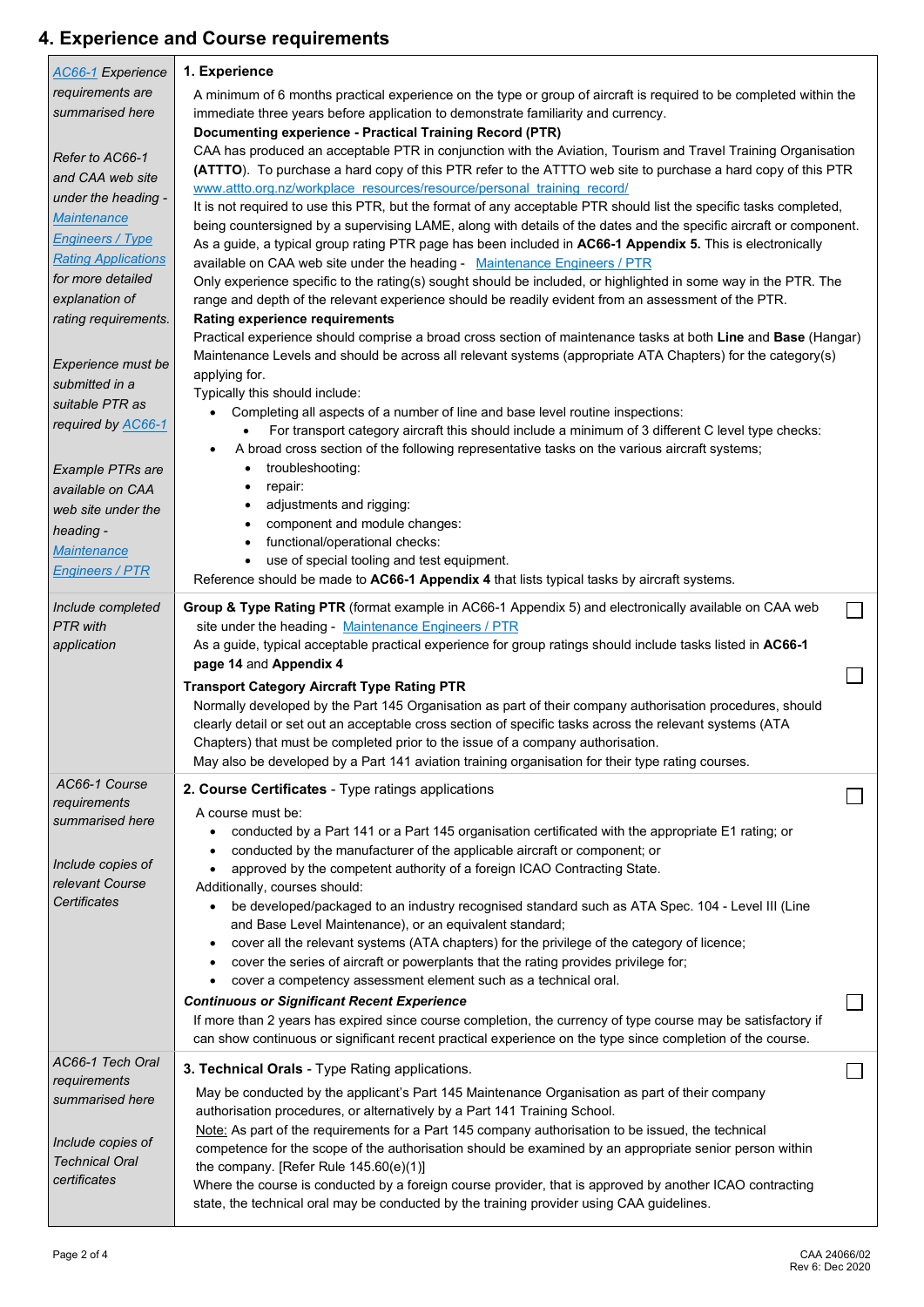## 4. Experience and Course requirements

| | | |
|---|---|---|
| *AC66-1 Experience requirements are summarised here*<br><br>*Refer to AC66-1 and CAA web site under the heading - Maintenance Engineers / Type Rating Applications for more detailed explanation of rating requirements.*<br><br>*Experience must be submitted in a suitable PTR as required by AC66-1*<br><br>*Example PTRs are available on CAA web site under the heading - Maintenance Engineers / PTR* | **1. Experience**<br>A minimum of 6 months practical experience on the type or group of aircraft is required to be completed within the immediate three years before application to demonstrate familiarity and currency.<br>**Documenting experience - Practical Training Record (PTR)**<br>CAA has produced an acceptable PTR in conjunction with the Aviation, Tourism and Travel Training Organisation **(ATTTO)**. To purchase a hard copy of this PTR refer to the ATTTO web site to purchase a hard copy of this PTR www.attto.org.nz/workplace_resources/resource/personal_training_record/<br>It is not required to use this PTR, but the format of any acceptable PTR should list the specific tasks completed, being countersigned by a supervising LAME, along with details of the dates and the specific aircraft or component. As a guide, a typical group rating PTR page has been included in **AC66-1 Appendix 5.** This is electronically available on CAA web site under the heading - Maintenance Engineers / PTR<br>Only experience specific to the rating(s) sought should be included, or highlighted in some way in the PTR. The range and depth of the relevant experience should be readily evident from an assessment of the PTR.<br>**Rating experience requirements**<br>Practical experience should comprise a broad cross section of maintenance tasks at both **Line** and **Base** (Hangar) Maintenance Levels and should be across all relevant systems (appropriate ATA Chapters) for the category(s) applying for.<br>Typically this should include:<br>• Completing all aspects of a number of line and base level routine inspections:<br>&nbsp;&nbsp;&nbsp;&nbsp;• For transport category aircraft this should include a minimum of 3 different C level type checks:<br>• A broad cross section of the following representative tasks on the various aircraft systems;<br>&nbsp;&nbsp;&nbsp;&nbsp;• troubleshooting:<br>&nbsp;&nbsp;&nbsp;&nbsp;• repair:<br>&nbsp;&nbsp;&nbsp;&nbsp;• adjustments and rigging:<br>&nbsp;&nbsp;&nbsp;&nbsp;• component and module changes:<br>&nbsp;&nbsp;&nbsp;&nbsp;• functional/operational checks:<br>&nbsp;&nbsp;&nbsp;&nbsp;• use of special tooling and test equipment.<br>Reference should be made to **AC66-1 Appendix 4** that lists typical tasks by aircraft systems. | |
| *Include completed PTR with application* | **Group & Type Rating PTR** (format example in AC66-1 Appendix 5) and electronically available on CAA web site under the heading - Maintenance Engineers / PTR<br>As a guide, typical acceptable practical experience for group ratings should include tasks listed in **AC66-1 page 14** and **Appendix 4** | ☐ |
| | **Transport Category Aircraft Type Rating PTR**<br>Normally developed by the Part 145 Organisation as part of their company authorisation procedures, should clearly detail or set out an acceptable cross section of specific tasks across the relevant systems (ATA Chapters) that must be completed prior to the issue of a company authorisation.<br>May also be developed by a Part 141 aviation training organisation for their type rating courses. | ☐ |
| *AC66-1 Course requirements summarised here*<br><br>*Include copies of relevant Course Certificates* | **2. Course Certificates** - Type ratings applications<br>A course must be:<br>• conducted by a Part 141 or a Part 145 organisation certificated with the appropriate E1 rating; or<br>• conducted by the manufacturer of the applicable aircraft or component; or<br>• approved by the competent authority of a foreign ICAO Contracting State.<br>Additionally, courses should:<br>• be developed/packaged to an industry recognised standard such as ATA Spec. 104 - Level III (Line and Base Level Maintenance), or an equivalent standard;<br>• cover all the relevant systems (ATA chapters) for the privilege of the category of licence;<br>• cover the series of aircraft or powerplants that the rating provides privilege for;<br>• cover a competency assessment element such as a technical oral. | ☐ |
| | ***Continuous or Significant Recent Experience***<br>If more than 2 years has expired since course completion, the currency of type course may be satisfactory if can show continuous or significant recent practical experience on the type since completion of the course. | ☐ |
| *AC66-1 Tech Oral requirements summarised here*<br><br>*Include copies of Technical Oral certificates* | **3. Technical Orals** - Type Rating applications.<br>May be conducted by the applicant's Part 145 Maintenance Organisation as part of their company authorisation procedures, or alternatively by a Part 141 Training School.<br>Note: As part of the requirements for a Part 145 company authorisation to be issued, the technical competence for the scope of the authorisation should be examined by an appropriate senior person within the company. [Refer Rule 145.60(e)(1)]<br>Where the course is conducted by a foreign course provider, that is approved by another ICAO contracting state, the technical oral may be conducted by the training provider using CAA guidelines. | ☐ |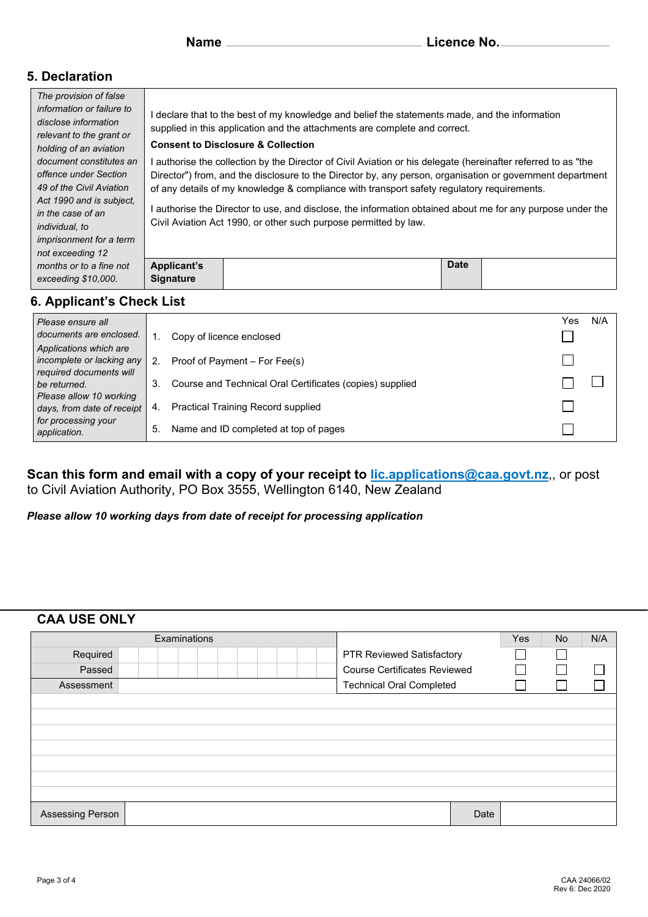**Name** ______________________________ **Licence No.** ____________________

## 5. Declaration

| *The provision of false information or failure to disclose information relevant to the grant or holding of an aviation document constitutes an offence under Section 49 of the Civil Aviation Act 1990 and is subject, in the case of an individual, to imprisonment for a term not exceeding 12 months or to a fine not exceeding $10,000.* | I declare that to the best of my knowledge and belief the statements made, and the information supplied in this application and the attachments are complete and correct.<br>**Consent to Disclosure & Collection**<br>I authorise the collection by the Director of Civil Aviation or his delegate (hereinafter referred to as "the Director") from, and the disclosure to the Director by, any person, organisation or government department of any details of my knowledge & compliance with transport safety regulatory requirements.<br>I authorise the Director to use, and disclose, the information obtained about me for any purpose under the Civil Aviation Act 1990, or other such purpose permitted by law. | | |
|---|---|---|---|
| | **Applicant's Signature** | **Date** | |

## 6. Applicant's Check List

| *Please ensure all documents are enclosed. Applications which are incomplete or lacking any required documents will be returned. Please allow 10 working days, from date of receipt for processing your application.* | | Yes | N/A |
|---|---|---|---|
| | 1. Copy of licence enclosed | ☐ | |
| | 2. Proof of Payment – For Fee(s) | ☐ | |
| | 3. Course and Technical Oral Certificates (copies) supplied | ☐ | ☐ |
| | 4. Practical Training Record supplied | ☐ | |
| | 5. Name and ID completed at top of pages | ☐ | |

**Scan this form and email with a copy of your receipt to lic.applications@caa.govt.nz**,, or post to Civil Aviation Authority, PO Box 3555, Wellington 6140, New Zealand

***Please allow 10 working days from date of receipt for processing application***

## CAA USE ONLY

| Examinations | | Yes | No | N/A |
|---|---|---|---|---|
| Required | PTR Reviewed Satisfactory | ☐ | ☐ | |
| Passed | Course Certificates Reviewed | ☐ | ☐ | ☐ |
| Assessment | Technical Oral Completed | ☐ | ☐ | ☐ |

| Assessing Person | | Date | |
|---|---|---|---|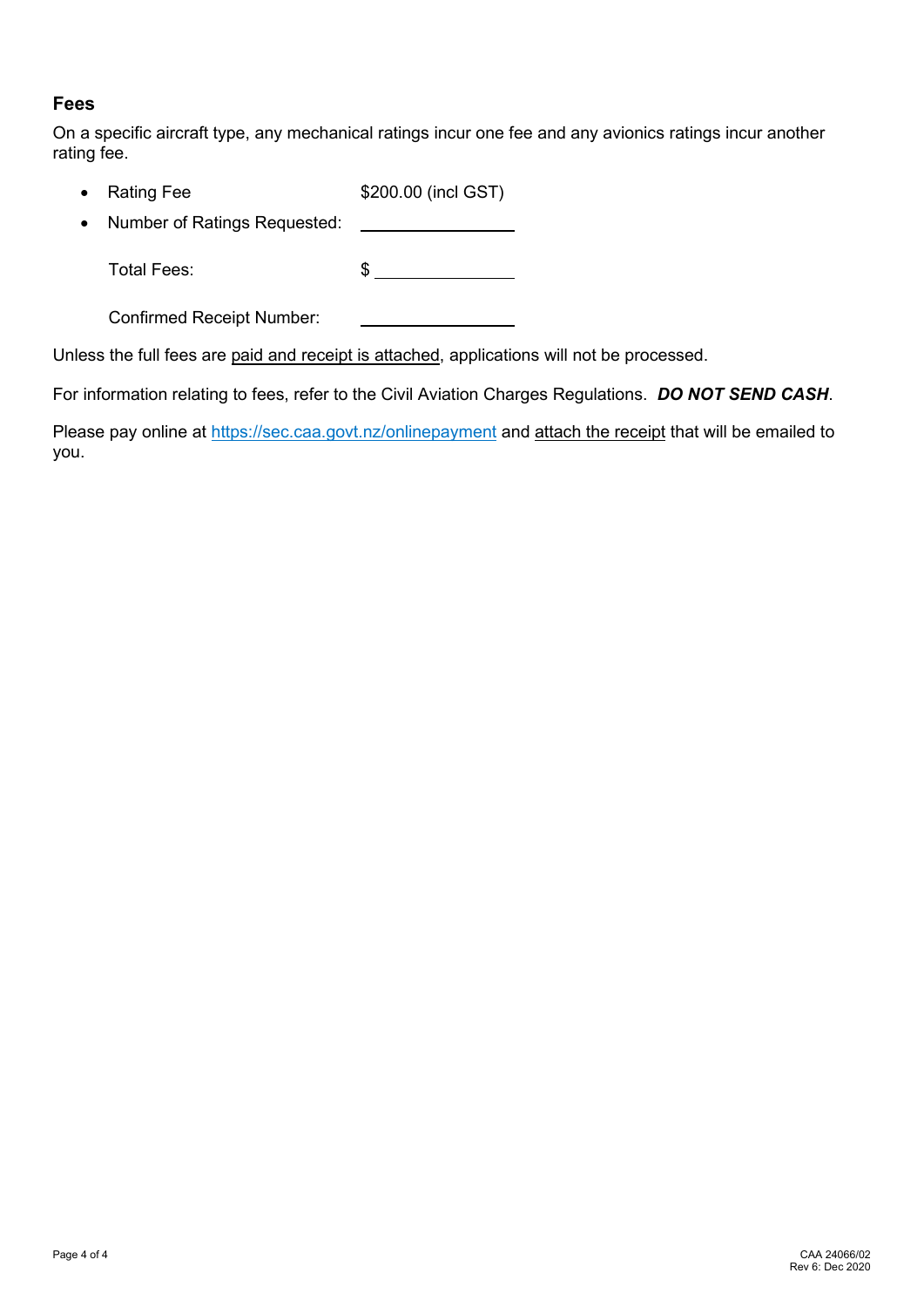## Fees

On a specific aircraft type, any mechanical ratings incur one fee and any avionics ratings incur another rating fee.

- Rating Fee $200.00 (incl GST)
- Number of Ratings Requested: ________________

Total Fees: $ ______________

Confirmed Receipt Number: ________________

Unless the full fees are paid and receipt is attached, applications will not be processed.

For information relating to fees, refer to the Civil Aviation Charges Regulations. ***DO NOT SEND CASH***.

Please pay online at https://sec.caa.govt.nz/onlinepayment and attach the receipt that will be emailed to you.

CAA 24066/02
Rev 6: Dec 2020